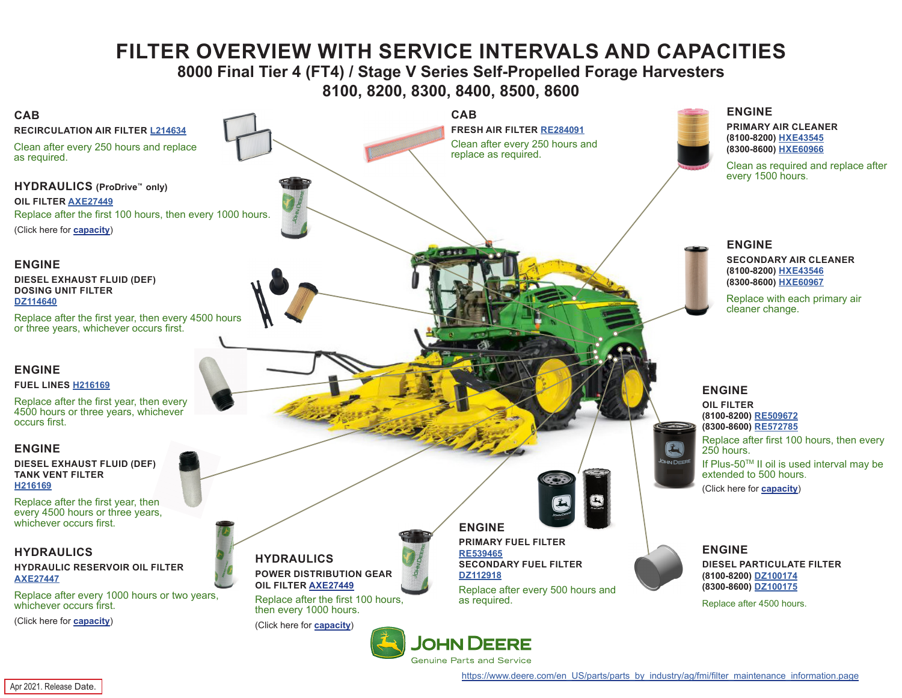# FILTER OVERVIEW WITH SERVICE INTERVALS AND CAPACITIES

## 8000 Final Tier 4 (FT4) / Stage V Series Self-Propelled Forage Harvesters

## 8100, 8200, 8300, 8400, 8500, 8600

### CAB

**RECIRCULATION AIR FILTER** L214634

Clean after every 250 hours and replace as required.

### HYDRAULICS (ProDrive™ only)

**OIL FILTER** AXE27449

Replace after the first 100 hours, then every 1000 hours.

(Click here for **capacity**)

### ENGINE

**DIESEL EXHAUST FLUID (DEF) DOSING UNIT FILTER**
DZ114640

Replace after the first year, then every 4500 hours or three years, whichever occurs first.

### ENGINE

**FUEL LINES** H216169

Replace after the first year, then every 4500 hours or three years, whichever occurs first.

### ENGINE

**DIESEL EXHAUST FLUID (DEF) TANK VENT FILTER**
H216169

Replace after the first year, then every 4500 hours or three years, whichever occurs first.

### HYDRAULICS

**HYDRAULIC RESERVOIR OIL FILTER**
AXE27447

Replace after every 1000 hours or two years, whichever occurs first.

(Click here for **capacity**)

### HYDRAULICS

**POWER DISTRIBUTION GEAR OIL FILTER** AXE27449

Replace after the first 100 hours, then every 1000 hours.

(Click here for **capacity**)

### CAB

**FRESH AIR FILTER** RE284091

Clean after every 250 hours and replace as required.

### ENGINE

**PRIMARY AIR CLEANER**
(8100-8200) HXE43545
(8300-8600) HXE60966

Clean as required and replace after every 1500 hours.

### ENGINE

**SECONDARY AIR CLEANER**
(8100-8200) HXE43546
(8300-8600) HXE60967

Replace with each primary air cleaner change.

### ENGINE

**OIL FILTER**
(8100-8200) RE509672
(8300-8600) RE572785

Replace after first 100 hours, then every 250 hours.

If Plus-50™ II oil is used interval may be extended to 500 hours.

(Click here for **capacity**)

### ENGINE

**PRIMARY FUEL FILTER**
RE539465
**SECONDARY FUEL FILTER**
DZ112918

Replace after every 500 hours and as required.

### ENGINE

**DIESEL PARTICULATE FILTER**
(8100-8200) DZ100174
(8300-8600) DZ100175

Replace after 4500 hours.

JOHN DEERE
Genuine Parts and Service

https://www.deere.com/en_US/parts/parts_by_industry/ag/fmi/filter_maintenance_information.page

Apr 2021. Release Date.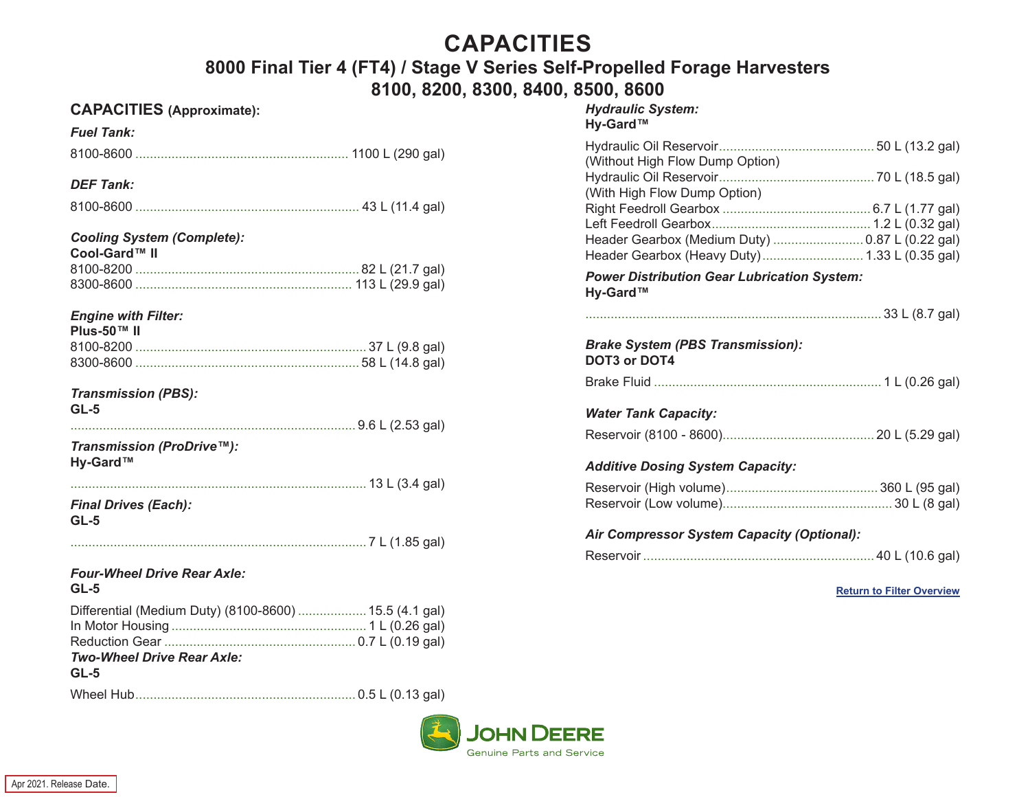# CAPACITIES

## 8000 Final Tier 4 (FT4) / Stage V Series Self-Propelled Forage Harvesters

## 8100, 8200, 8300, 8400, 8500, 8600

**CAPACITIES** **(Approximate):**

***Fuel Tank:***

8100-8600 .......... 1100 L (290 gal)

***DEF Tank:***

8100-8600 .......... 43 L (11.4 gal)

***Cooling System (Complete):***

**Cool-Gard™ II**

8100-8200 .......... 82 L (21.7 gal)
8300-8600 .......... 113 L (29.9 gal)

***Engine with Filter:***

**Plus-50™ II**

8100-8200 .......... 37 L (9.8 gal)
8300-8600 .......... 58 L (14.8 gal)

***Transmission (PBS):***

**GL-5**

.......... 9.6 L (2.53 gal)

***Transmission (ProDrive™):***

**Hy-Gard™**

.......... 13 L (3.4 gal)

***Final Drives (Each):***

**GL-5**

.......... 7 L (1.85 gal)

***Four-Wheel Drive Rear Axle:***

**GL-5**

Differential (Medium Duty) (8100-8600) .......... 15.5 (4.1 gal)
In Motor Housing .......... 1 L (0.26 gal)
Reduction Gear .......... 0.7 L (0.19 gal)

***Two-Wheel Drive Rear Axle:***

**GL-5**

Wheel Hub .......... 0.5 L (0.13 gal)

***Hydraulic System:***

**Hy-Gard™**

Hydraulic Oil Reservoir .......... 50 L (13.2 gal)
(Without High Flow Dump Option)
Hydraulic Oil Reservoir .......... 70 L (18.5 gal)
(With High Flow Dump Option)
Right Feedroll Gearbox .......... 6.7 L (1.77 gal)
Left Feedroll Gearbox .......... 1.2 L (0.32 gal)
Header Gearbox (Medium Duty) .......... 0.87 L (0.22 gal)
Header Gearbox (Heavy Duty) .......... 1.33 L (0.35 gal)

***Power Distribution Gear Lubrication System:***

**Hy-Gard™**

.......... 33 L (8.7 gal)

***Brake System (PBS Transmission):***

**DOT3 or DOT4**

Brake Fluid .......... 1 L (0.26 gal)

***Water Tank Capacity:***

Reservoir (8100 - 8600) .......... 20 L (5.29 gal)

***Additive Dosing System Capacity:***

Reservoir (High volume) .......... 360 L (95 gal)
Reservoir (Low volume) .......... 30 L (8 gal)

***Air Compressor System Capacity (Optional):***

Reservoir .......... 40 L (10.6 gal)

Return to Filter Overview

JOHN DEERE
Genuine Parts and Service

Apr 2021. Release Date.